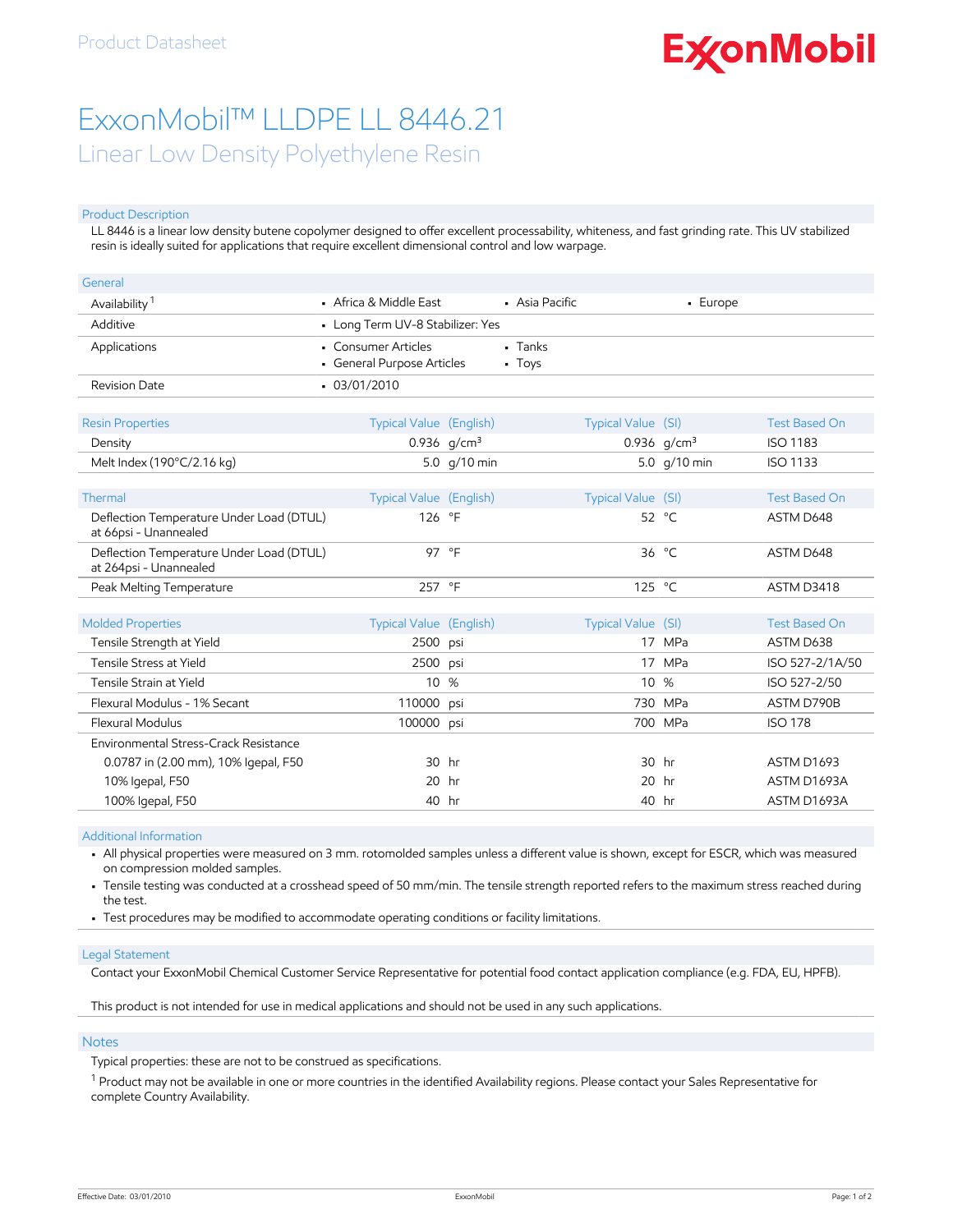Product Datasheet

ExxonMobil

# ExxonMobil™ LLDPE LL 8446.21

## Linear Low Density Polyethylene Resin

### Product Description

LL 8446 is a linear low density butene copolymer designed to offer excellent processability, whiteness, and fast grinding rate. This UV stabilized resin is ideally suited for applications that require excellent dimensional control and low warpage.

### General

| | | | |
|---|---|---|---|
| Availability [1] | • Africa & Middle East | • Asia Pacific | • Europe |
| Additive | • Long Term UV-8 Stabilizer: Yes | | |
| Applications | • Consumer Articles<br>• General Purpose Articles | • Tanks<br>• Toys | |
| Revision Date | • 03/01/2010 | | |

| Resin Properties | Typical Value (English) | | Typical Value (SI) | | Test Based On |
|---|---|---|---|---|---|
| Density | 0.936 | g/cm³ | 0.936 | g/cm³ | ISO 1183 |
| Melt Index (190°C/2.16 kg) | 5.0 | g/10 min | 5.0 | g/10 min | ISO 1133 |

| Thermal | Typical Value (English) | | Typical Value (SI) | | Test Based On |
|---|---|---|---|---|---|
| Deflection Temperature Under Load (DTUL) at 66psi - Unannealed | 126 | °F | 52 | °C | ASTM D648 |
| Deflection Temperature Under Load (DTUL) at 264psi - Unannealed | 97 | °F | 36 | °C | ASTM D648 |
| Peak Melting Temperature | 257 | °F | 125 | °C | ASTM D3418 |

| Molded Properties | Typical Value (English) | | Typical Value (SI) | | Test Based On |
|---|---|---|---|---|---|
| Tensile Strength at Yield | 2500 | psi | 17 | MPa | ASTM D638 |
| Tensile Stress at Yield | 2500 | psi | 17 | MPa | ISO 527-2/1A/50 |
| Tensile Strain at Yield | 10 | % | 10 | % | ISO 527-2/50 |
| Flexural Modulus - 1% Secant | 110000 | psi | 730 | MPa | ASTM D790B |
| Flexural Modulus | 100000 | psi | 700 | MPa | ISO 178 |
| Environmental Stress-Crack Resistance | | | | | |
| 0.0787 in (2.00 mm), 10% Igepal, F50 | 30 | hr | 30 | hr | ASTM D1693 |
| 10% Igepal, F50 | 20 | hr | 20 | hr | ASTM D1693A |
| 100% Igepal, F50 | 40 | hr | 40 | hr | ASTM D1693A |

### Additional Information

- All physical properties were measured on 3 mm. rotomolded samples unless a different value is shown, except for ESCR, which was measured on compression molded samples.
- Tensile testing was conducted at a crosshead speed of 50 mm/min. The tensile strength reported refers to the maximum stress reached during the test.
- Test procedures may be modified to accommodate operating conditions or facility limitations.

### Legal Statement

Contact your ExxonMobil Chemical Customer Service Representative for potential food contact application compliance (e.g. FDA, EU, HPFB).

This product is not intended for use in medical applications and should not be used in any such applications.

### Notes

Typical properties: these are not to be construed as specifications.

[1] Product may not be available in one or more countries in the identified Availability regions. Please contact your Sales Representative for complete Country Availability.

Effective Date: 03/01/2010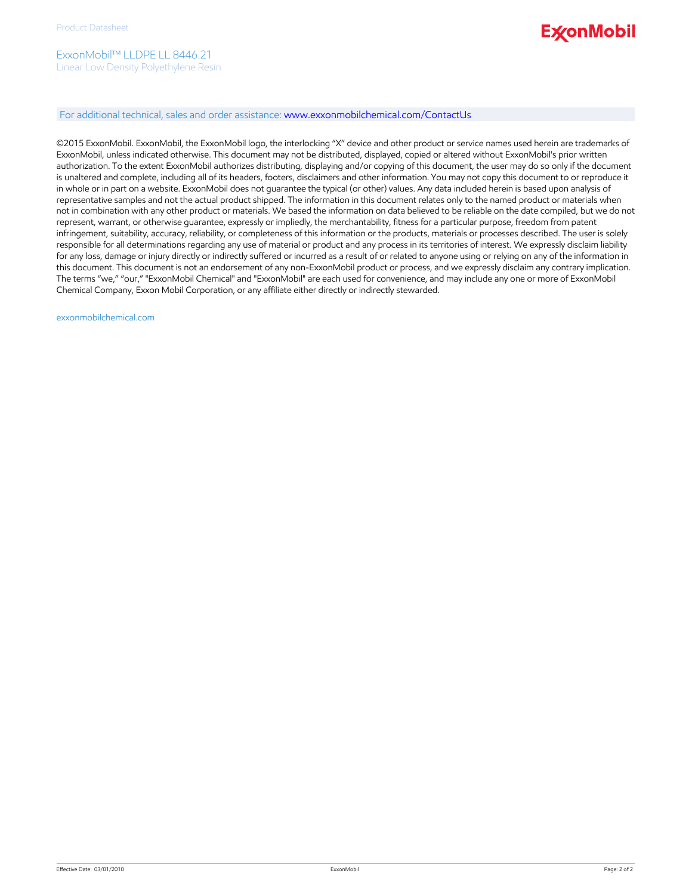For additional technical, sales and order assistance: www.exxonmobilchemical.com/ContactUs

©2015 ExxonMobil. ExxonMobil, the ExxonMobil logo, the interlocking "X" device and other product or service names used herein are trademarks of ExxonMobil, unless indicated otherwise. This document may not be distributed, displayed, copied or altered without ExxonMobil's prior written authorization. To the extent ExxonMobil authorizes distributing, displaying and/or copying of this document, the user may do so only if the document is unaltered and complete, including all of its headers, footers, disclaimers and other information. You may not copy this document to or reproduce it in whole or in part on a website. ExxonMobil does not guarantee the typical (or other) values. Any data included herein is based upon analysis of representative samples and not the actual product shipped. The information in this document relates only to the named product or materials when not in combination with any other product or materials. We based the information on data believed to be reliable on the date compiled, but we do not represent, warrant, or otherwise guarantee, expressly or impliedly, the merchantability, fitness for a particular purpose, freedom from patent infringement, suitability, accuracy, reliability, or completeness of this information or the products, materials or processes described. The user is solely responsible for all determinations regarding any use of material or product and any process in its territories of interest. We expressly disclaim liability for any loss, damage or injury directly or indirectly suffered or incurred as a result of or related to anyone using or relying on any of the information in this document. This document is not an endorsement of any non-ExxonMobil product or process, and we expressly disclaim any contrary implication. The terms "we," "our," "ExxonMobil Chemical" and "ExxonMobil" are each used for convenience, and may include any one or more of ExxonMobil Chemical Company, Exxon Mobil Corporation, or any affiliate either directly or indirectly stewarded.

exxonmobilchemical.com